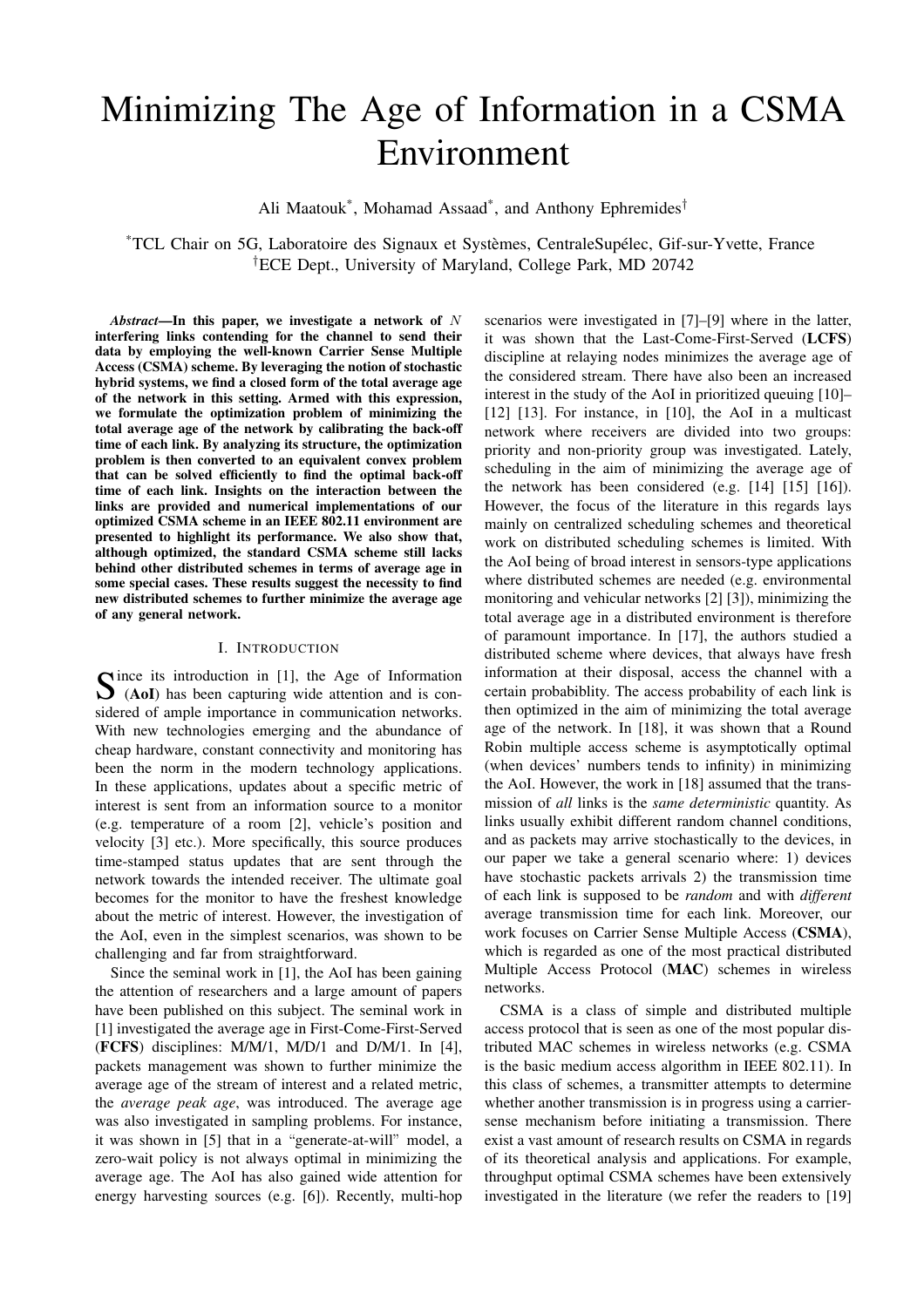# Minimizing The Age of Information in a CSMA Environment

Ali Maatouk*, Mohamad Assaad*, and Anthony Ephremides†

*TCL Chair on 5G, Laboratoire des Signaux et Systèmes, CentraleSupélec, Gif-sur-Yvette, France
†ECE Dept., University of Maryland, College Park, MD 20742

***Abstract*—In this paper, we investigate a network of $N$ interfering links contending for the channel to send their data by employing the well-known Carrier Sense Multiple Access (CSMA) scheme. By leveraging the notion of stochastic hybrid systems, we find a closed form of the total average age of the network in this setting. Armed with this expression, we formulate the optimization problem of minimizing the total average age of the network by calibrating the back-off time of each link. By analyzing its structure, the optimization problem is then converted to an equivalent convex problem that can be solved efficiently to find the optimal back-off time of each link. Insights on the interaction between the links are provided and numerical implementations of our optimized CSMA scheme in an IEEE 802.11 environment are presented to highlight its performance. We also show that, although optimized, the standard CSMA scheme still lacks behind other distributed schemes in terms of average age in some special cases. These results suggest the necessity to find new distributed schemes to further minimize the average age of any general network.**

## I. Introduction

Since its introduction in [1], the Age of Information (**AoI**) has been capturing wide attention and is considered of ample importance in communication networks. With new technologies emerging and the abundance of cheap hardware, constant connectivity and monitoring has been the norm in the modern technology applications. In these applications, updates about a specific metric of interest is sent from an information source to a monitor (e.g. temperature of a room [2], vehicle's position and velocity [3] etc.). More specifically, this source produces time-stamped status updates that are sent through the network towards the intended receiver. The ultimate goal becomes for the monitor to have the freshest knowledge about the metric of interest. However, the investigation of the AoI, even in the simplest scenarios, was shown to be challenging and far from straightforward.

Since the seminal work in [1], the AoI has been gaining the attention of researchers and a large amount of papers have been published on this subject. The seminal work in [1] investigated the average age in First-Come-First-Served (**FCFS**) disciplines: M/M/1, M/D/1 and D/M/1. In [4], packets management was shown to further minimize the average age of the stream of interest and a related metric, the *average peak age*, was introduced. The average age was also investigated in sampling problems. For instance, it was shown in [5] that in a "generate-at-will" model, a zero-wait policy is not always optimal in minimizing the average age. The AoI has also gained wide attention for energy harvesting sources (e.g. [6]). Recently, multi-hop scenarios were investigated in [7]–[9] where in the latter, it was shown that the Last-Come-First-Served (**LCFS**) discipline at relaying nodes minimizes the average age of the considered stream. There have also been an increased interest in the study of the AoI in prioritized queuing [10]–[12] [13]. For instance, in [10], the AoI in a multicast network where receivers are divided into two groups: priority and non-priority group was investigated. Lately, scheduling in the aim of minimizing the average age of the network has been considered (e.g. [14] [15] [16]). However, the focus of the literature in this regards lays mainly on centralized scheduling schemes and theoretical work on distributed scheduling schemes is limited. With the AoI being of broad interest in sensors-type applications where distributed schemes are needed (e.g. environmental monitoring and vehicular networks [2] [3]), minimizing the total average age in a distributed environment is therefore of paramount importance. In [17], the authors studied a distributed scheme where devices, that always have fresh information at their disposal, access the channel with a certain probabiblity. The access probability of each link is then optimized in the aim of minimizing the total average age of the network. In [18], it was shown that a Round Robin multiple access scheme is asymptotically optimal (when devices' numbers tends to infinity) in minimizing the AoI. However, the work in [18] assumed that the transmission of *all* links is the *same deterministic* quantity. As links usually exhibit different random channel conditions, and as packets may arrive stochastically to the devices, in our paper we take a general scenario where: 1) devices have stochastic packets arrivals 2) the transmission time of each link is supposed to be *random* and with *different* average transmission time for each link. Moreover, our work focuses on Carrier Sense Multiple Access (**CSMA**), which is regarded as one of the most practical distributed Multiple Access Protocol (**MAC**) schemes in wireless networks.

CSMA is a class of simple and distributed multiple access protocol that is seen as one of the most popular distributed MAC schemes in wireless networks (e.g. CSMA is the basic medium access algorithm in IEEE 802.11). In this class of schemes, a transmitter attempts to determine whether another transmission is in progress using a carrier-sense mechanism before initiating a transmission. There exist a vast amount of research results on CSMA in regards of its theoretical analysis and applications. For example, throughput optimal CSMA schemes have been extensively investigated in the literature (we refer the readers to [19]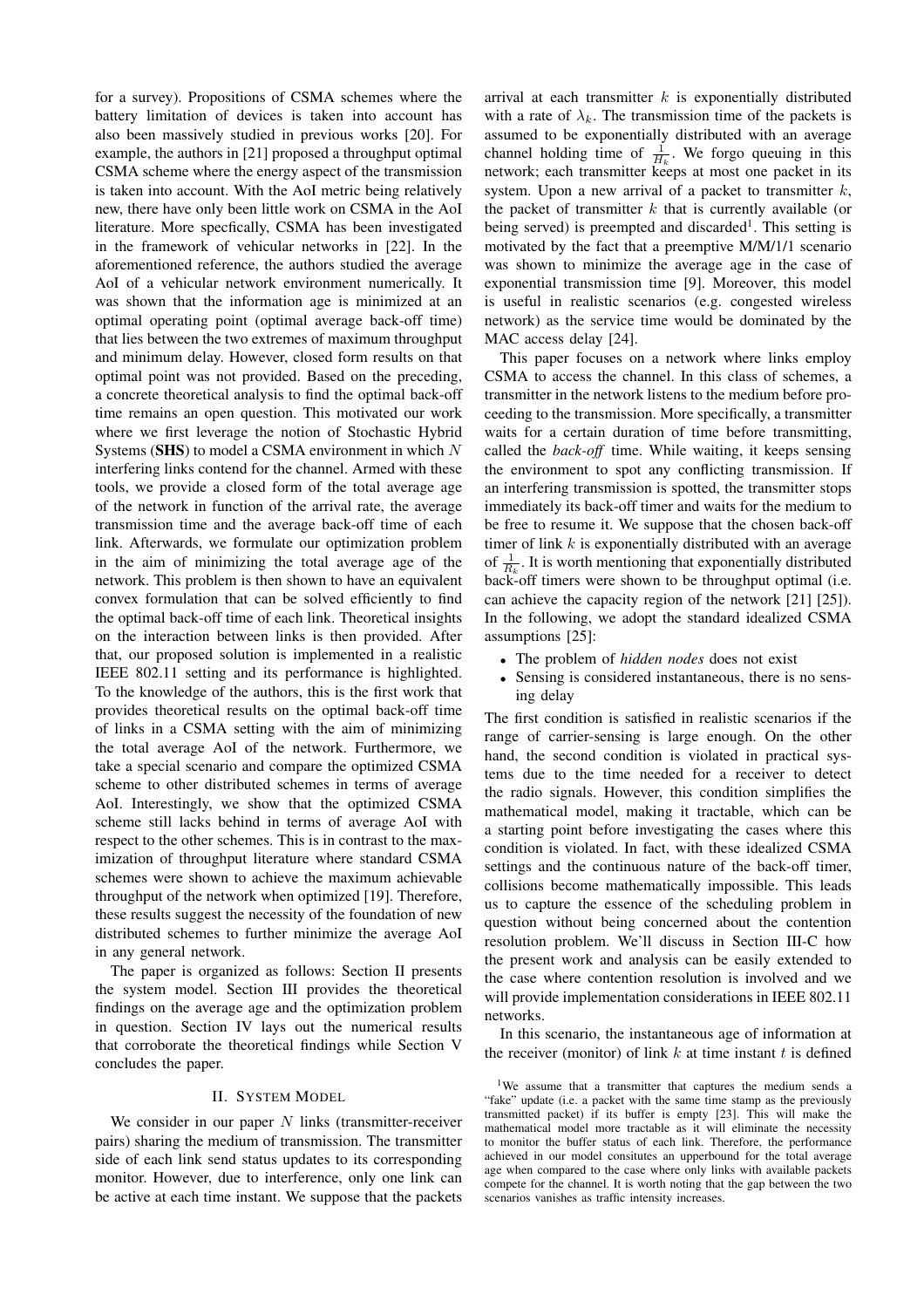for a survey). Propositions of CSMA schemes where the battery limitation of devices is taken into account has also been massively studied in previous works [20]. For example, the authors in [21] proposed a throughput optimal CSMA scheme where the energy aspect of the transmission is taken into account. With the AoI metric being relatively new, there have only been little work on CSMA in the AoI literature. More specfically, CSMA has been investigated in the framework of vehicular networks in [22]. In the aforementioned reference, the authors studied the average AoI of a vehicular network environment numerically. It was shown that the information age is minimized at an optimal operating point (optimal average back-off time) that lies between the two extremes of maximum throughput and minimum delay. However, closed form results on that optimal point was not provided. Based on the preceding, a concrete theoretical analysis to find the optimal back-off time remains an open question. This motivated our work where we first leverage the notion of Stochastic Hybrid Systems (**SHS**) to model a CSMA environment in which $N$ interfering links contend for the channel. Armed with these tools, we provide a closed form of the total average age of the network in function of the arrival rate, the average transmission time and the average back-off time of each link. Afterwards, we formulate our optimization problem in the aim of minimizing the total average age of the network. This problem is then shown to have an equivalent convex formulation that can be solved efficiently to find the optimal back-off time of each link. Theoretical insights on the interaction between links is then provided. After that, our proposed solution is implemented in a realistic IEEE 802.11 setting and its performance is highlighted. To the knowledge of the authors, this is the first work that provides theoretical results on the optimal back-off time of links in a CSMA setting with the aim of minimizing the total average AoI of the network. Furthermore, we take a special scenario and compare the optimized CSMA scheme to other distributed schemes in terms of average AoI. Interestingly, we show that the optimized CSMA scheme still lacks behind in terms of average AoI with respect to the other schemes. This is in contrast to the maximization of throughput literature where standard CSMA schemes were shown to achieve the maximum achievable throughput of the network when optimized [19]. Therefore, these results suggest the necessity of the foundation of new distributed schemes to further minimize the average AoI in any general network.

The paper is organized as follows: Section II presents the system model. Section III provides the theoretical findings on the average age and the optimization problem in question. Section IV lays out the numerical results that corroborate the theoretical findings while Section V concludes the paper.

## II. System Model

We consider in our paper $N$ links (transmitter-receiver pairs) sharing the medium of transmission. The transmitter side of each link send status updates to its corresponding monitor. However, due to interference, only one link can be active at each time instant. We suppose that the packets arrival at each transmitter $k$ is exponentially distributed with a rate of $\lambda_k$. The transmission time of the packets is assumed to be exponentially distributed with an average channel holding time of $\frac{1}{H_k}$. We forgo queuing in this network; each transmitter keeps at most one packet in its system. Upon a new arrival of a packet to transmitter $k$, the packet of transmitter $k$ that is currently available (or being served) is preempted and discarded[1]. This setting is motivated by the fact that a preemptive M/M/1/1 scenario was shown to minimize the average age in the case of exponential transmission time [9]. Moreover, this model is useful in realistic scenarios (e.g. congested wireless network) as the service time would be dominated by the MAC access delay [24].

This paper focuses on a network where links employ CSMA to access the channel. In this class of schemes, a transmitter in the network listens to the medium before proceeding to the transmission. More specifically, a transmitter waits for a certain duration of time before transmitting, called the *back-off* time. While waiting, it keeps sensing the environment to spot any conflicting transmission. If an interfering transmission is spotted, the transmitter stops immediately its back-off timer and waits for the medium to be free to resume it. We suppose that the chosen back-off timer of link $k$ is exponentially distributed with an average of $\frac{1}{R_k}$. It is worth mentioning that exponentially distributed back-off timers were shown to be throughput optimal (i.e. can achieve the capacity region of the network [21] [25]). In the following, we adopt the standard idealized CSMA assumptions [25]:

- The problem of *hidden nodes* does not exist
- Sensing is considered instantaneous, there is no sensing delay

The first condition is satisfied in realistic scenarios if the range of carrier-sensing is large enough. On the other hand, the second condition is violated in practical systems due to the time needed for a receiver to detect the radio signals. However, this condition simplifies the mathematical model, making it tractable, which can be a starting point before investigating the cases where this condition is violated. In fact, with these idealized CSMA settings and the continuous nature of the back-off timer, collisions become mathematically impossible. This leads us to capture the essence of the scheduling problem in question without being concerned about the contention resolution problem. We'll discuss in Section III-C how the present work and analysis can be easily extended to the case where contention resolution is involved and we will provide implementation considerations in IEEE 802.11 networks.

In this scenario, the instantaneous age of information at the receiver (monitor) of link $k$ at time instant $t$ is defined

[1] We assume that a transmitter that captures the medium sends a "fake" update (i.e. a packet with the same time stamp as the previously transmitted packet) if its buffer is empty [23]. This will make the mathematical model more tractable as it will eliminate the necessity to monitor the buffer status of each link. Therefore, the performance achieved in our model consitutes an upperbound for the total average age when compared to the case where only links with available packets compete for the channel. It is worth noting that the gap between the two scenarios vanishes as traffic intensity increases.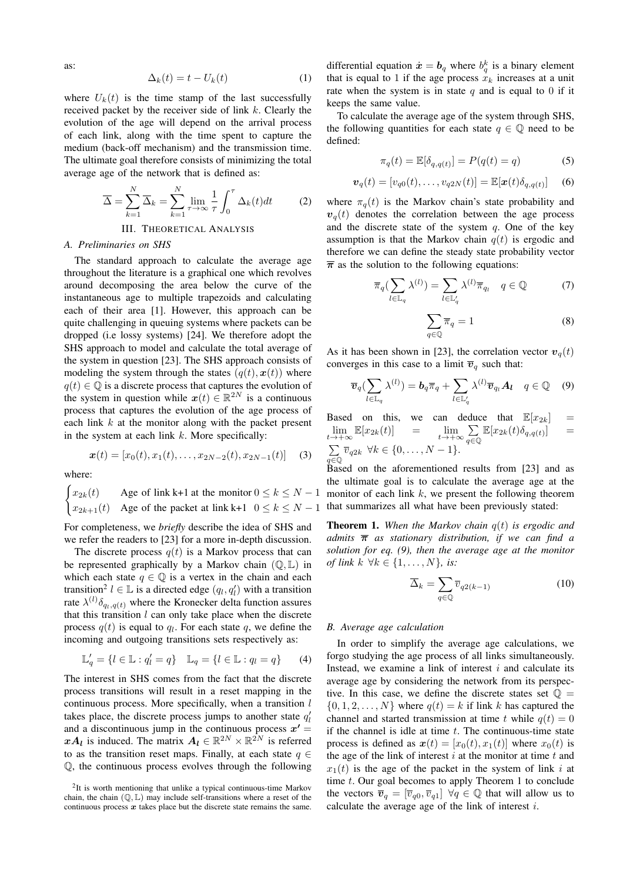as:

$$\Delta_k(t) = t - U_k(t) \tag{1}$$

where $U_k(t)$ is the time stamp of the last successfully received packet by the receiver side of link $k$. Clearly the evolution of the age will depend on the arrival process of each link, along with the time spent to capture the medium (back-off mechanism) and the transmission time. The ultimate goal therefore consists of minimizing the total average age of the network that is defined as:

$$\overline{\Delta} = \sum_{k=1}^{N} \overline{\Delta}_k = \sum_{k=1}^{N} \lim_{\tau \to \infty} \frac{1}{\tau} \int_0^{\tau} \Delta_k(t) dt \tag{2}$$

## III. Theoretical Analysis

### A. Preliminaries on SHS

The standard approach to calculate the average age throughout the literature is a graphical one which revolves around decomposing the area below the curve of the instantaneous age to multiple trapezoids and calculating each of their area [1]. However, this approach can be quite challenging in queuing systems where packets can be dropped (i.e lossy systems) [24]. We therefore adopt the SHS approach to model and calculate the total average of the system in question [23]. The SHS approach consists of modeling the system through the states $(q(t), \boldsymbol{x}(t))$ where $q(t) \in \mathbb{Q}$ is a discrete process that captures the evolution of the system in question while $\boldsymbol{x}(t) \in \mathbb{R}^{2N}$ is a continuous process that captures the evolution of the age process of each link $k$ at the monitor along with the packet present in the system at each link $k$. More specifically:

$$\boldsymbol{x}(t) = [x_0(t), x_1(t), \ldots, x_{2N-2}(t), x_{2N-1}(t)] \tag{3}$$

where:

$$\begin{cases} x_{2k}(t) & \text{Age of link k+1 at the monitor } 0 \leq k \leq N-1 \\ x_{2k+1}(t) & \text{Age of the packet at link k+1 } \; 0 \leq k \leq N-1 \end{cases}$$

For completeness, we *briefly* describe the idea of SHS and we refer the readers to [23] for a more in-depth discussion.

The discrete process $q(t)$ is a Markov process that can be represented graphically by a Markov chain $(\mathbb{Q}, \mathbb{L})$ in which each state $q \in \mathbb{Q}$ is a vertex in the chain and each transition[2] $l \in \mathbb{L}$ is a directed edge $(q_l, q'_l)$ with a transition rate $\lambda^{(l)} \delta_{q_l, q(t)}$ where the Kronecker delta function assures that this transition $l$ can only take place when the discrete process $q(t)$ is equal to $q_l$. For each state $q$, we define the incoming and outgoing transitions sets respectively as:

$$\mathbb{L}'_q = \{l \in \mathbb{L} : q'_l = q\} \quad \mathbb{L}_q = \{l \in \mathbb{L} : q_l = q\} \tag{4}$$

The interest in SHS comes from the fact that the discrete process transitions will result in a reset mapping in the continuous process. More specifically, when a transition $l$ takes place, the discrete process jumps to another state $q'_l$ and a discontinuous jump in the continuous process $\boldsymbol{x'} = \boldsymbol{x}\boldsymbol{A_l}$ is induced. The matrix $\boldsymbol{A_l} \in \mathbb{R}^{2N} \times \mathbb{R}^{2N}$ is referred to as the transition reset maps. Finally, at each state $q \in \mathbb{Q}$, the continuous process evolves through the following differential equation $\dot{\boldsymbol{x}} = \boldsymbol{b}_q$ where $b_q^k$ is a binary element that is equal to 1 if the age process $x_k$ increases at a unit rate when the system is in state $q$ and is equal to 0 if it keeps the same value.

To calculate the average age of the system through SHS, the following quantities for each state $q \in \mathbb{Q}$ need to be defined:

$$\pi_q(t) = \mathbb{E}[\delta_{q,q(t)}] = P(q(t) = q) \tag{5}$$

$$\boldsymbol{v}_q(t) = [v_{q0}(t), \ldots, v_{q2N}(t)] = \mathbb{E}[\boldsymbol{x}(t)\delta_{q,q(t)}] \tag{6}$$

where $\pi_q(t)$ is the Markov chain's state probability and $\boldsymbol{v}_q(t)$ denotes the correlation between the age process and the discrete state of the system $q$. One of the key assumption is that the Markov chain $q(t)$ is ergodic and therefore we can define the steady state probability vector $\overline{\boldsymbol{\pi}}$ as the solution to the following equations:

$$\overline{\pi}_q (\sum_{l \in \mathbb{L}_q} \lambda^{(l)}) = \sum_{l \in \mathbb{L}'_q} \lambda^{(l)} \overline{\pi}_{q_l} \quad q \in \mathbb{Q} \tag{7}$$

$$\sum_{q \in \mathbb{Q}} \overline{\pi}_q = 1 \tag{8}$$

As it has been shown in [23], the correlation vector $\boldsymbol{v}_q(t)$ converges in this case to a limit $\overline{\boldsymbol{v}}_q$ such that:

$$\overline{\boldsymbol{v}}_q (\sum_{l \in \mathbb{L}_q} \lambda^{(l)}) = \boldsymbol{b}_q \overline{\pi}_q + \sum_{l \in \mathbb{L}'_q} \lambda^{(l)} \overline{\boldsymbol{v}}_{q_l} \boldsymbol{A_l} \quad q \in \mathbb{Q} \tag{9}$$

Based on this, we can deduce that $\mathbb{E}[x_{2k}] = \lim_{t \to +\infty} \mathbb{E}[x_{2k}(t)] = \lim_{t \to +\infty} \sum_{q \in \mathbb{Q}} \mathbb{E}[x_{2k}(t)\delta_{q,q(t)}] = \sum_{q \in \mathbb{Q}} \overline{v}_{q2k} \;\; \forall k \in \{0, \ldots, N-1\}$.

Based on the aforementioned results from [23] and as the ultimate goal is to calculate the average age at the monitor of each link $k$, we present the following theorem that summarizes all what have been previously stated:

**Theorem 1.** *When the Markov chain $q(t)$ is ergodic and admits $\overline{\boldsymbol{\pi}}$ as stationary distribution, if we can find a solution for eq. (9), then the average age at the monitor of link $k$ $\forall k \in \{1, \ldots, N\}$, is:*

$$\overline{\Delta}_k = \sum_{q \in \mathbb{Q}} \overline{v}_{q2(k-1)} \tag{10}$$

### B. Average age calculation

In order to simplify the average age calculations, we forgo studying the age process of all links simultaneously. Instead, we examine a link of interest $i$ and calculate its average age by considering the network from its perspective. In this case, we define the discrete states set $\mathbb{Q} = \{0, 1, 2, \ldots, N\}$ where $q(t) = k$ if link $k$ has captured the channel and started transmission at time $t$ while $q(t) = 0$ if the channel is idle at time $t$. The continuous-time state process is defined as $\boldsymbol{x}(t) = [x_0(t), x_1(t)]$ where $x_0(t)$ is the age of the link of interest $i$ at the monitor at time $t$ and $x_1(t)$ is the age of the packet in the system of link $i$ at time $t$. Our goal becomes to apply Theorem 1 to conclude the vectors $\overline{\boldsymbol{v}}_q = [\overline{v}_{q0}, \overline{v}_{q1}] \;\; \forall q \in \mathbb{Q}$ that will allow us to calculate the average age of the link of interest $i$.

[2] It is worth mentioning that unlike a typical continuous-time Markov chain, the chain $(\mathbb{Q}, \mathbb{L})$ may include self-transitions where a reset of the continuous process $\boldsymbol{x}$ takes place but the discrete state remains the same.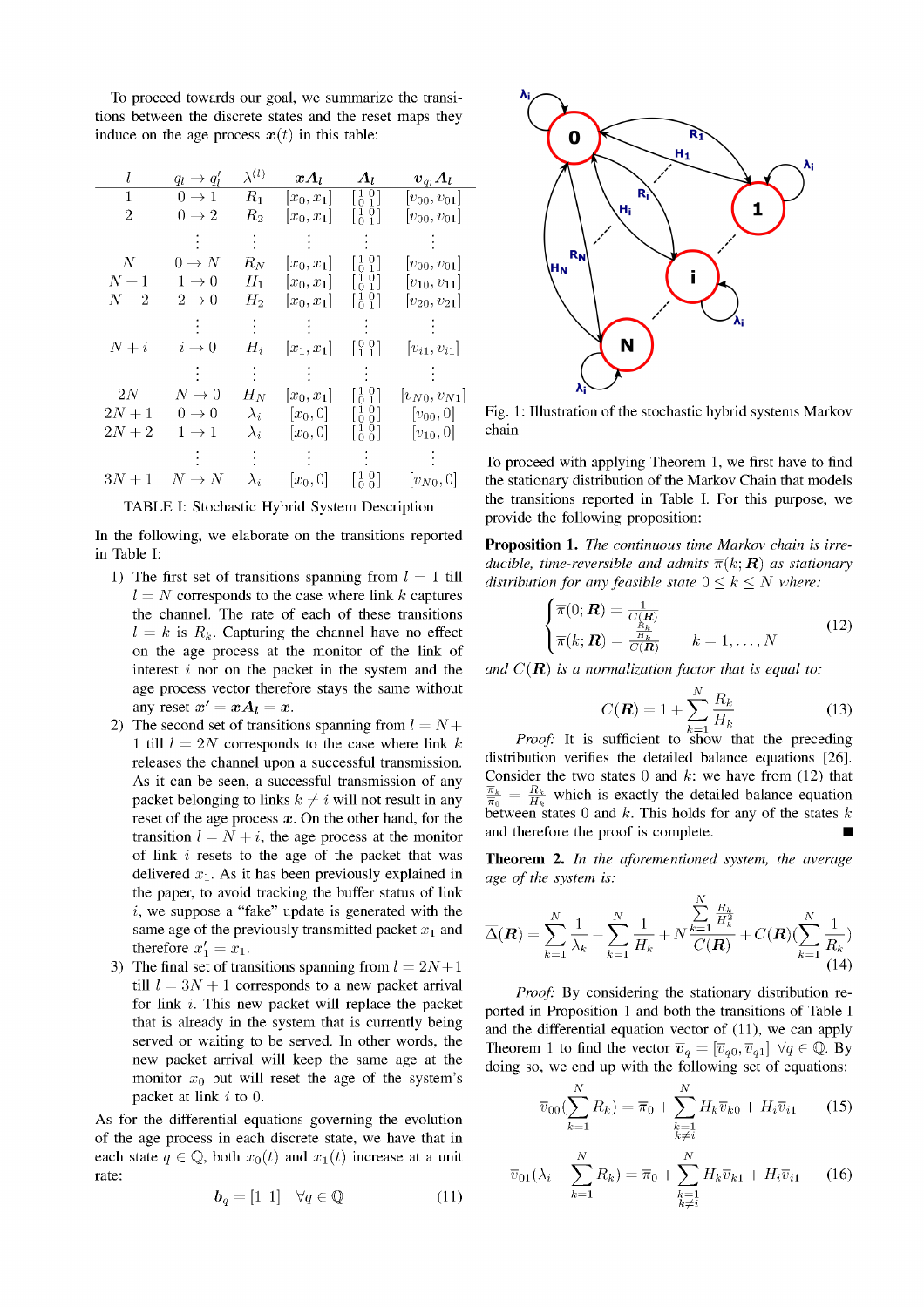To proceed towards our goal, we summarize the transitions between the discrete states and the reset maps they induce on the age process $\boldsymbol{x}(t)$ in this table:

| $l$ | $q_l \to q'_l$ | $\lambda^{(l)}$ | $\boldsymbol{x}\boldsymbol{A}_l$ | $\boldsymbol{A}_l$ | $\boldsymbol{v}_{q_l}\boldsymbol{A}_l$ |
|---|---|---|---|---|---|
| 1 | $0 \to 1$ | $R_1$ | $[x_0, x_1]$ | $\left[\begin{smallmatrix}1&0\\0&1\end{smallmatrix}\right]$ | $[v_{00}, v_{01}]$ |
| 2 | $0 \to 2$ | $R_2$ | $[x_0, x_1]$ | $\left[\begin{smallmatrix}1&0\\0&1\end{smallmatrix}\right]$ | $[v_{00}, v_{01}]$ |
| | $\vdots$ | $\vdots$ | $\vdots$ | $\vdots$ | $\vdots$ |
| $N$ | $0 \to N$ | $R_N$ | $[x_0, x_1]$ | $\left[\begin{smallmatrix}1&0\\0&1\end{smallmatrix}\right]$ | $[v_{00}, v_{01}]$ |
| $N+1$ | $1 \to 0$ | $H_1$ | $[x_0, x_1]$ | $\left[\begin{smallmatrix}1&0\\0&1\end{smallmatrix}\right]$ | $[v_{10}, v_{11}]$ |
| $N+2$ | $2 \to 0$ | $H_2$ | $[x_0, x_1]$ | $\left[\begin{smallmatrix}1&0\\0&1\end{smallmatrix}\right]$ | $[v_{20}, v_{21}]$ |
| | $\vdots$ | $\vdots$ | $\vdots$ | $\vdots$ | $\vdots$ |
| $N+i$ | $i \to 0$ | $H_i$ | $[x_1, x_1]$ | $\left[\begin{smallmatrix}0&0\\1&1\end{smallmatrix}\right]$ | $[v_{i1}, v_{i1}]$ |
| | $\vdots$ | $\vdots$ | $\vdots$ | $\vdots$ | $\vdots$ |
| $2N$ | $N \to 0$ | $H_N$ | $[x_0, x_1]$ | $\left[\begin{smallmatrix}1&0\\0&1\end{smallmatrix}\right]$ | $[v_{N0}, v_{N1}]$ |
| $2N+1$ | $0 \to 0$ | $\lambda_i$ | $[x_0, 0]$ | $\left[\begin{smallmatrix}1&0\\0&0\end{smallmatrix}\right]$ | $[v_{00}, 0]$ |
| $2N+2$ | $1 \to 1$ | $\lambda_i$ | $[x_0, 0]$ | $\left[\begin{smallmatrix}1&0\\0&0\end{smallmatrix}\right]$ | $[v_{10}, 0]$ |
| | $\vdots$ | $\vdots$ | $\vdots$ | $\vdots$ | $\vdots$ |
| $3N+1$ | $N \to N$ | $\lambda_i$ | $[x_0, 0]$ | $\left[\begin{smallmatrix}1&0\\0&0\end{smallmatrix}\right]$ | $[v_{N0}, 0]$ |

TABLE I: Stochastic Hybrid System Description

In the following, we elaborate on the transitions reported in Table I:

1) The first set of transitions spanning from $l = 1$ till $l = N$ corresponds to the case where link $k$ captures the channel. The rate of each of these transitions $l = k$ is $R_k$. Capturing the channel have no effect on the age process at the monitor of the link of interest $i$ nor on the packet in the system and the age process vector therefore stays the same without any reset $\boldsymbol{x}' = \boldsymbol{x}\boldsymbol{A}_l = \boldsymbol{x}$.
2) The second set of transitions spanning from $l = N+1$ till $l = 2N$ corresponds to the case where link $k$ releases the channel upon a successful transmission. As it can be seen, a successful transmission of any packet belonging to links $k \neq i$ will not result in any reset of the age process $\boldsymbol{x}$. On the other hand, for the transition $l = N+i$, the age process at the monitor of link $i$ resets to the age of the packet that was delivered $x_1$. As it has been previously explained in the paper, to avoid tracking the buffer status of link $i$, we suppose a "fake" update is generated with the same age of the previously transmitted packet $x_1$ and therefore $x'_1 = x_1$.
3) The final set of transitions spanning from $l = 2N+1$ till $l = 3N+1$ corresponds to a new packet arrival for link $i$. This new packet will replace the packet that is already in the system that is currently being served or waiting to be served. In other words, the new packet arrival will keep the same age at the monitor $x_0$ but will reset the age of the system's packet at link $i$ to 0.

As for the differential equations governing the evolution of the age process in each discrete state, we have that in each state $q \in \mathbb{Q}$, both $x_0(t)$ and $x_1(t)$ increase at a unit rate:

$$\boldsymbol{b}_q = [1 \;\; 1] \quad \forall q \in \mathbb{Q} \tag{11}$$

Fig. 1: Illustration of the stochastic hybrid systems Markov chain

To proceed with applying Theorem 1, we first have to find the stationary distribution of the Markov Chain that models the transitions reported in Table I. For this purpose, we provide the following proposition:

**Proposition 1.** *The continuous time Markov chain is irreducible, time-reversible and admits $\overline{\pi}(k; \boldsymbol{R})$ as stationary distribution for any feasible state $0 \leq k \leq N$ where:*

$$\begin{cases} \overline{\pi}(0; \boldsymbol{R}) = \frac{1}{C(\boldsymbol{R})} \\ \overline{\pi}(k; \boldsymbol{R}) = \frac{\frac{R_k}{H_k}}{C(\boldsymbol{R})} \qquad k = 1, \ldots, N \end{cases} \tag{12}$$

*and $C(\boldsymbol{R})$ is a normalization factor that is equal to:*

$$C(\boldsymbol{R}) = 1 + \sum_{k=1}^{N} \frac{R_k}{H_k} \tag{13}$$

*Proof:* It is sufficient to show that the preceding distribution verifies the detailed balance equations [26]. Consider the two states 0 and $k$: we have from (12) that $\frac{\overline{\pi}_k}{\overline{\pi}_0} = \frac{R_k}{H_k}$ which is exactly the detailed balance equation between states 0 and $k$. This holds for any of the states $k$ and therefore the proof is complete. ■

**Theorem 2.** *In the aforementioned system, the average age of the system is:*

$$\overline{\Delta}(\boldsymbol{R}) = \sum_{k=1}^{N} \frac{1}{\lambda_k} - \sum_{k=1}^{N} \frac{1}{H_k} + N \frac{\sum_{k=1}^{N} \frac{R_k}{H_k^2}}{C(\boldsymbol{R})} + C(\boldsymbol{R})\left(\sum_{k=1}^{N} \frac{1}{R_k}\right) \tag{14}$$

*Proof:* By considering the stationary distribution reported in Proposition 1 and both the transitions of Table I and the differential equation vector of (11), we can apply Theorem 1 to find the vector $\overline{\boldsymbol{v}}_q = [\overline{v}_{q0}, \overline{v}_{q1}]$ $\forall q \in \mathbb{Q}$. By doing so, we end up with the following set of equations:

$$\overline{v}_{00}\left(\sum_{k=1}^{N} R_k\right) = \overline{\pi}_0 + \sum_{\substack{k=1 \\ k \neq i}}^{N} H_k \overline{v}_{k0} + H_i \overline{v}_{i1} \tag{15}$$

$$\overline{v}_{01}\left(\lambda_i + \sum_{k=1}^{N} R_k\right) = \overline{\pi}_0 + \sum_{\substack{k=1 \\ k \neq i}}^{N} H_k \overline{v}_{k1} + H_i \overline{v}_{i1} \tag{16}$$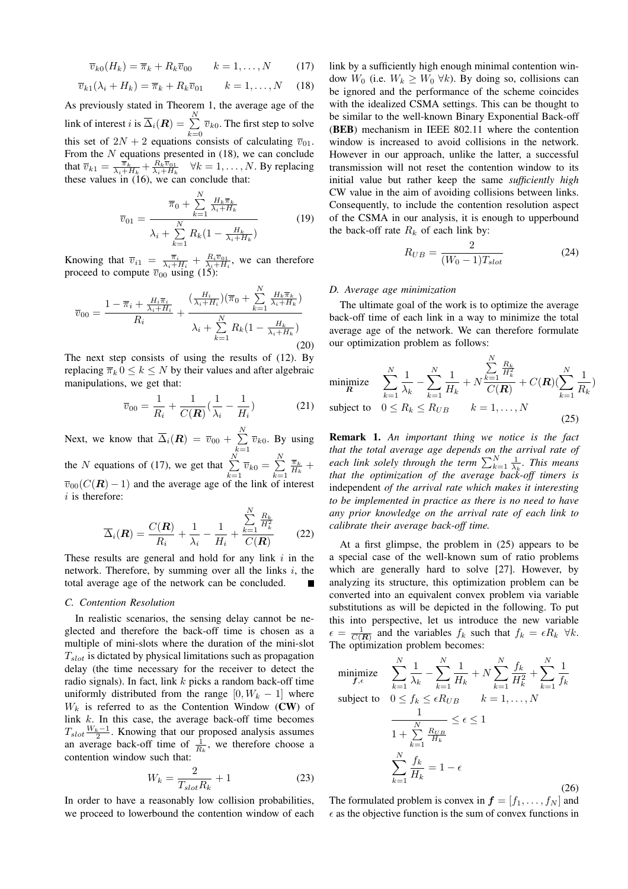$$\overline{v}_{k0}(H_k) = \overline{\pi}_k + R_k \overline{v}_{00} \qquad k = 1, \ldots, N \tag{17}$$

$$\overline{v}_{k1}(\lambda_i + H_k) = \overline{\pi}_k + R_k \overline{v}_{01} \qquad k = 1, \ldots, N \tag{18}$$

As previously stated in Theorem 1, the average age of the link of interest $i$ is $\overline{\Delta}_i(\boldsymbol{R}) = \sum_{k=0}^{N} \overline{v}_{k0}$. The first step to solve this set of $2N + 2$ equations consists of calculating $\overline{v}_{01}$. From the $N$ equations presented in (18), we can conclude that $\overline{v}_{k1} = \frac{\overline{\pi}_k}{\lambda_i + H_k} + \frac{R_k \overline{v}_{01}}{\lambda_i + H_k} \quad \forall k = 1, \ldots, N$. By replacing these values in (16), we can conclude that:

$$\overline{v}_{01} = \frac{\overline{\pi}_0 + \sum_{k=1}^{N} \frac{H_k \overline{\pi}_k}{\lambda_i + H_k}}{\lambda_i + \sum_{k=1}^{N} R_k (1 - \frac{H_k}{\lambda_i + H_k})} \tag{19}$$

Knowing that $\overline{v}_{i1} = \frac{\overline{\pi}_i}{\lambda_i + H_i} + \frac{R_i \overline{v}_{01}}{\lambda_i + H_i}$, we can therefore proceed to compute $\overline{v}_{00}$ using (15):

$$\overline{v}_{00} = \frac{1 - \overline{\pi}_i + \frac{H_i \overline{\pi}_i}{\lambda_i + H_i}}{R_i} + \frac{(\frac{H_i}{\lambda_i + H_i})(\overline{\pi}_0 + \sum_{k=1}^{N} \frac{H_k \overline{\pi}_k}{\lambda_i + H_k})}{\lambda_i + \sum_{k=1}^{N} R_k (1 - \frac{H_k}{\lambda_i + H_k})} \tag{20}$$

The next step consists of using the results of (12). By replacing $\overline{\pi}_k \, 0 \leq k \leq N$ by their values and after algebraic manipulations, we get that:

$$\overline{v}_{00} = \frac{1}{R_i} + \frac{1}{C(\boldsymbol{R})}(\frac{1}{\lambda_i} - \frac{1}{H_i}) \tag{21}$$

Next, we know that $\overline{\Delta}_i(\boldsymbol{R}) = \overline{v}_{00} + \sum_{k=1}^{N} \overline{v}_{k0}$. By using the $N$ equations of (17), we get that $\sum_{k=1}^{N} \overline{v}_{k0} = \sum_{k=1}^{N} \frac{\overline{\pi}_k}{H_k} + \overline{v}_{00}(C(\boldsymbol{R}) - 1)$ and the average age of the link of interest $i$ is therefore:

$$\overline{\Delta}_i(\boldsymbol{R}) = \frac{C(\boldsymbol{R})}{R_i} + \frac{1}{\lambda_i} - \frac{1}{H_i} + \frac{\sum_{k=1}^{N} \frac{R_k}{H_k^2}}{C(\boldsymbol{R})} \tag{22}$$

These results are general and hold for any link $i$ in the network. Therefore, by summing over all the links $i$, the total average age of the network can be concluded. ∎

### C. Contention Resolution

In realistic scenarios, the sensing delay cannot be neglected and therefore the back-off time is chosen as a multiple of mini-slots where the duration of the mini-slot $T_{slot}$ is dictated by physical limitations such as propagation delay (the time necessary for the receiver to detect the radio signals). In fact, link $k$ picks a random back-off time uniformly distributed from the range $[0, W_k - 1]$ where $W_k$ is referred to as the Contention Window (**CW**) of link $k$. In this case, the average back-off time becomes $T_{slot} \frac{W_k - 1}{2}$. Knowing that our proposed analysis assumes an average back-off time of $\frac{1}{R_k}$, we therefore choose a contention window such that:

$$W_k = \frac{2}{T_{slot} R_k} + 1 \tag{23}$$

In order to have a reasonably low collision probabilities, we proceed to lowerbound the contention window of each link by a sufficiently high enough minimal contention window $W_0$ (i.e. $W_k \geq W_0 \; \forall k$). By doing so, collisions can be ignored and the performance of the scheme coincides with the idealized CSMA settings. This can be thought to be similar to the well-known Binary Exponential Back-off (**BEB**) mechanism in IEEE 802.11 where the contention window is increased to avoid collisions in the network. However in our approach, unlike the latter, a successful transmission will not reset the contention window to its initial value but rather keep the same *sufficiently high* CW value in the aim of avoiding collisions between links. Consequently, to include the contention resolution aspect of the CSMA in our analysis, it is enough to upperbound the back-off rate $R_k$ of each link by:

$$R_{UB} = \frac{2}{(W_0 - 1) T_{slot}} \tag{24}$$

### D. Average age minimization

The ultimate goal of the work is to optimize the average back-off time of each link in a way to minimize the total average age of the network. We can therefore formulate our optimization problem as follows:

$$\begin{aligned} \underset{\boldsymbol{R}}{\text{minimize}} \quad & \sum_{k=1}^{N} \frac{1}{\lambda_k} - \sum_{k=1}^{N} \frac{1}{H_k} + N \frac{\sum_{k=1}^{N} \frac{R_k}{H_k^2}}{C(\boldsymbol{R})} + C(\boldsymbol{R}) (\sum_{k=1}^{N} \frac{1}{R_k}) \\ \text{subject to} \quad & 0 \leq R_k \leq R_{UB} \qquad k = 1, \ldots, N \end{aligned} \tag{25}$$

**Remark 1.** *An important thing we notice is the fact that the total average age depends on the arrival rate of each link solely through the term $\sum_{k=1}^{N} \frac{1}{\lambda_k}$. This means that the optimization of the average back-off timers is* independent *of the arrival rate which makes it interesting to be implemented in practice as there is no need to have any prior knowledge on the arrival rate of each link to calibrate their average back-off time.*

At a first glimpse, the problem in (25) appears to be a special case of the well-known sum of ratio problems which are generally hard to solve [27]. However, by analyzing its structure, this optimization problem can be converted into an equivalent convex problem via variable substitutions as will be depicted in the following. To put this into perspective, let us introduce the new variable $\epsilon = \frac{1}{C(\boldsymbol{R})}$ and the variables $f_k$ such that $f_k = \epsilon R_k \; \forall k$. The optimization problem becomes:

$$\begin{aligned} \underset{\boldsymbol{f}, \epsilon}{\text{minimize}} \quad & \sum_{k=1}^{N} \frac{1}{\lambda_k} - \sum_{k=1}^{N} \frac{1}{H_k} + N \sum_{k=1}^{N} \frac{f_k}{H_k^2} + \sum_{k=1}^{N} \frac{1}{f_k} \\ \text{subject to} \quad & 0 \leq f_k \leq \epsilon R_{UB} \qquad k = 1, \ldots, N \\ & \frac{1}{1 + \sum_{k=1}^{N} \frac{R_{UB}}{H_k}} \leq \epsilon \leq 1 \\ & \sum_{k=1}^{N} \frac{f_k}{H_k} = 1 - \epsilon \end{aligned} \tag{26}$$

The formulated problem is convex in $\boldsymbol{f} = [f_1, \ldots, f_N]$ and $\epsilon$ as the objective function is the sum of convex functions in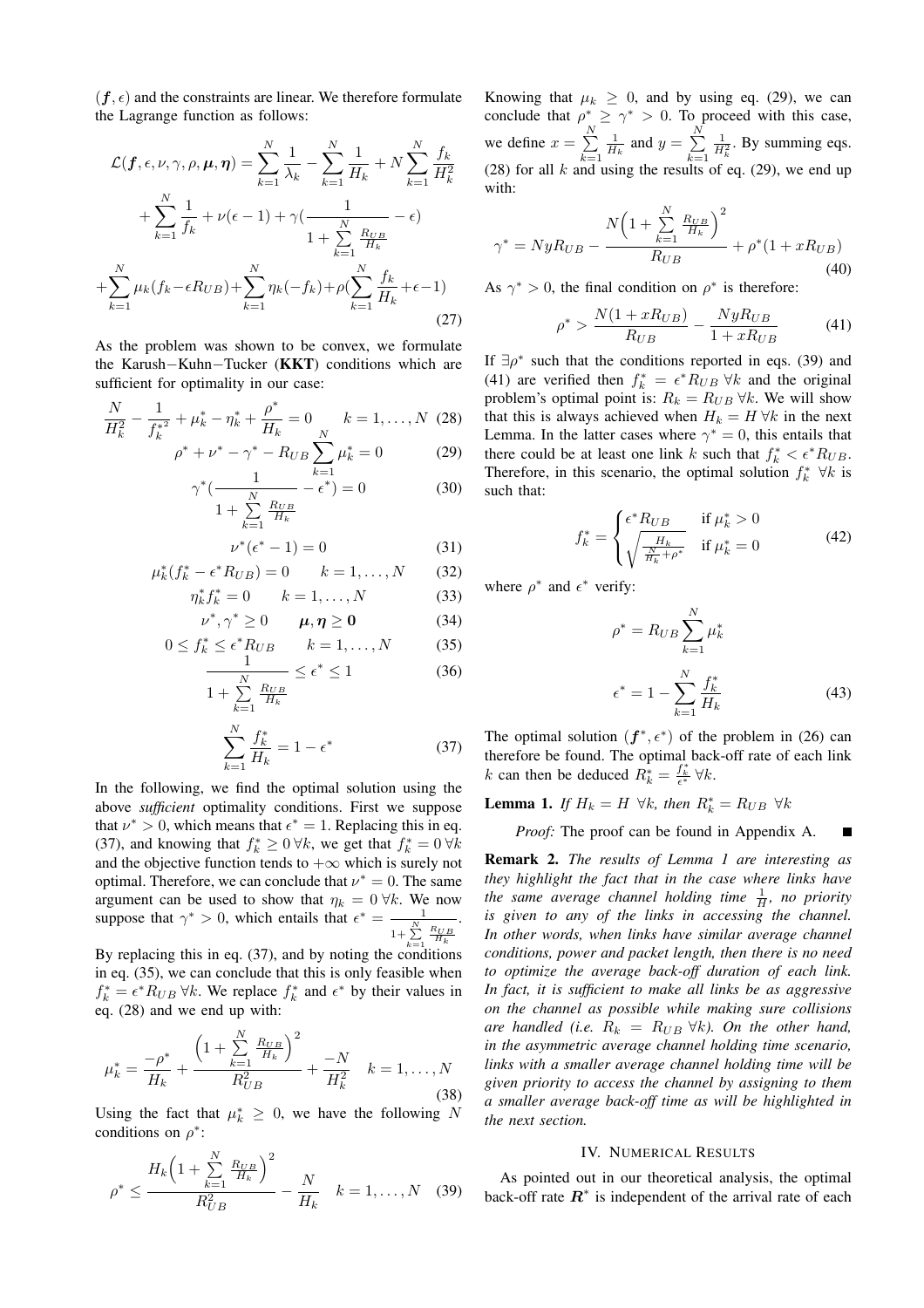$(\boldsymbol{f}, \epsilon)$ and the constraints are linear. We therefore formulate the Lagrange function as follows:

$$
\begin{aligned}
\mathcal{L}(\boldsymbol{f}, \epsilon, \nu, \gamma, \rho, \boldsymbol{\mu}, \boldsymbol{\eta}) &= \sum_{k=1}^{N} \frac{1}{\lambda_k} - \sum_{k=1}^{N} \frac{1}{H_k} + N \sum_{k=1}^{N} \frac{f_k}{H_k^2} \\
&+ \sum_{k=1}^{N} \frac{1}{f_k} + \nu(\epsilon - 1) + \gamma\left(\frac{1}{1 + \sum_{k=1}^{N} \frac{R_{UB}}{H_k}} - \epsilon\right) \\
&+ \sum_{k=1}^{N} \mu_k (f_k - \epsilon R_{UB}) + \sum_{k=1}^{N} \eta_k(-f_k) + \rho\left(\sum_{k=1}^{N} \frac{f_k}{H_k} + \epsilon - 1\right)
\end{aligned} \tag{27}
$$

As the problem was shown to be convex, we formulate the Karush−Kuhn−Tucker (**KKT**) conditions which are sufficient for optimality in our case:

$$\frac{N}{H_k^2} - \frac{1}{f_k^{*2}} + \mu_k^* - \eta_k^* + \frac{\rho^*}{H_k} = 0 \qquad k = 1, \ldots, N \tag{28}$$

$$\rho^* + \nu^* - \gamma^* - R_{UB} \sum_{k=1}^{N} \mu_k^* = 0 \tag{29}$$

$$\gamma^*\left(\frac{1}{1 + \sum_{k=1}^{N} \frac{R_{UB}}{H_k}} - \epsilon^*\right) = 0 \tag{30}$$

$$\nu^*(\epsilon^* - 1) = 0 \tag{31}$$

$$\mu_k^*(f_k^* - \epsilon^* R_{UB}) = 0 \qquad k = 1, \ldots, N \tag{32}$$

$$\eta_k^* f_k^* = 0 \qquad k = 1, \ldots, N \tag{33}$$

$$\nu^*, \gamma^* \geq 0 \qquad \boldsymbol{\mu}, \boldsymbol{\eta} \geq \mathbf{0} \tag{34}$$

$$0 \leq f_k^* \leq \epsilon^* R_{UB} \qquad k = 1, \ldots, N \tag{35}$$

$$\frac{1}{1 + \sum_{k=1}^{N} \frac{R_{UB}}{H_k}} \leq \epsilon^* \leq 1 \tag{36}$$

$$\sum_{k=1}^{N} \frac{f_k^*}{H_k} = 1 - \epsilon^* \tag{37}$$

In the following, we find the optimal solution using the above *sufficient* optimality conditions. First we suppose that $\nu^* > 0$, which means that $\epsilon^* = 1$. Replacing this in eq. (37), and knowing that $f_k^* \geq 0 \, \forall k$, we get that $f_k^* = 0 \, \forall k$ and the objective function tends to $+\infty$ which is surely not optimal. Therefore, we can conclude that $\nu^* = 0$. The same argument can be used to show that $\eta_k = 0 \, \forall k$. We now suppose that $\gamma^* > 0$, which entails that $\epsilon^* = \frac{1}{1 + \sum_{k=1}^{N} \frac{R_{UB}}{H_k}}$. By replacing this in eq. (37), and by noting the conditions in eq. (35), we can conclude that this is only feasible when $f_k^* = \epsilon^* R_{UB} \, \forall k$. We replace $f_k^*$ and $\epsilon^*$ by their values in eq. (28) and we end up with:

$$\mu_k^* = \frac{-\rho^*}{H_k} + \frac{\left(1 + \sum_{k=1}^{N} \frac{R_{UB}}{H_k}\right)^2}{R_{UB}^2} + \frac{-N}{H_k^2} \quad k = 1, \ldots, N \tag{38}$$

Using the fact that $\mu_k^* \geq 0$, we have the following $N$ conditions on $\rho^*$:

$$\rho^* \leq \frac{H_k\left(1 + \sum_{k=1}^{N} \frac{R_{UB}}{H_k}\right)^2}{R_{UB}^2} - \frac{N}{H_k} \quad k = 1, \ldots, N \tag{39}$$

Knowing that $\mu_k \geq 0$, and by using eq. (29), we can conclude that $\rho^* \geq \gamma^* > 0$. To proceed with this case, we define $x = \sum_{k=1}^{N} \frac{1}{H_k}$ and $y = \sum_{k=1}^{N} \frac{1}{H_k^2}$. By summing eqs. (28) for all $k$ and using the results of eq. (29), we end up with:

$$\gamma^* = N y R_{UB} - \frac{N\left(1 + \sum_{k=1}^{N} \frac{R_{UB}}{H_k}\right)^2}{R_{UB}} + \rho^*(1 + x R_{UB}) \tag{40}$$

As $\gamma^* > 0$, the final condition on $\rho^*$ is therefore:

$$\rho^* > \frac{N(1 + x R_{UB})}{R_{UB}} - \frac{N y R_{UB}}{1 + x R_{UB}} \tag{41}$$

If $\exists \rho^*$ such that the conditions reported in eqs. (39) and (41) are verified then $f_k^* = \epsilon^* R_{UB} \, \forall k$ and the original problem's optimal point is: $R_k = R_{UB} \, \forall k$. We will show that this is always achieved when $H_k = H \, \forall k$ in the next Lemma. In the latter cases where $\gamma^* = 0$, this entails that there could be at least one link $k$ such that $f_k^* < \epsilon^* R_{UB}$. Therefore, in this scenario, the optimal solution $f_k^* \, \forall k$ is such that:

$$f_k^* = \begin{cases} \epsilon^* R_{UB} & \text{if } \mu_k^* > 0 \\ \sqrt{\frac{H_k}{\frac{N}{H_k} + \rho^*}} & \text{if } \mu_k^* = 0 \end{cases} \tag{42}$$

where $\rho^*$ and $\epsilon^*$ verify:

$$
\begin{aligned}
\rho^* &= R_{UB} \sum_{k=1}^{N} \mu_k^* \\
\epsilon^* &= 1 - \sum_{k=1}^{N} \frac{f_k^*}{H_k}
\end{aligned} \tag{43}
$$

The optimal solution $(\boldsymbol{f}^*, \epsilon^*)$ of the problem in (26) can therefore be found. The optimal back-off rate of each link $k$ can then be deduced $R_k^* = \frac{f_k^*}{\epsilon^*} \, \forall k$.

**Lemma 1.** *If $H_k = H \; \forall k$, then $R_k^* = R_{UB} \; \forall k$*

*Proof:* The proof can be found in Appendix A. ∎

**Remark 2.** *The results of Lemma 1 are interesting as they highlight the fact that in the case where links have the same average channel holding time $\frac{1}{H}$, no priority is given to any of the links in accessing the channel. In other words, when links have similar average channel conditions, power and packet length, then there is no need to optimize the average back-off duration of each link. In fact, it is sufficient to make all links be as aggressive on the channel as possible while making sure collisions are handled (i.e. $R_k = R_{UB} \; \forall k$). On the other hand, in the asymmetric average channel holding time scenario, links with a smaller average channel holding time will be given priority to access the channel by assigning to them a smaller average back-off time as will be highlighted in the next section.*

## IV. Numerical Results

As pointed out in our theoretical analysis, the optimal back-off rate $\boldsymbol{R}^*$ is independent of the arrival rate of each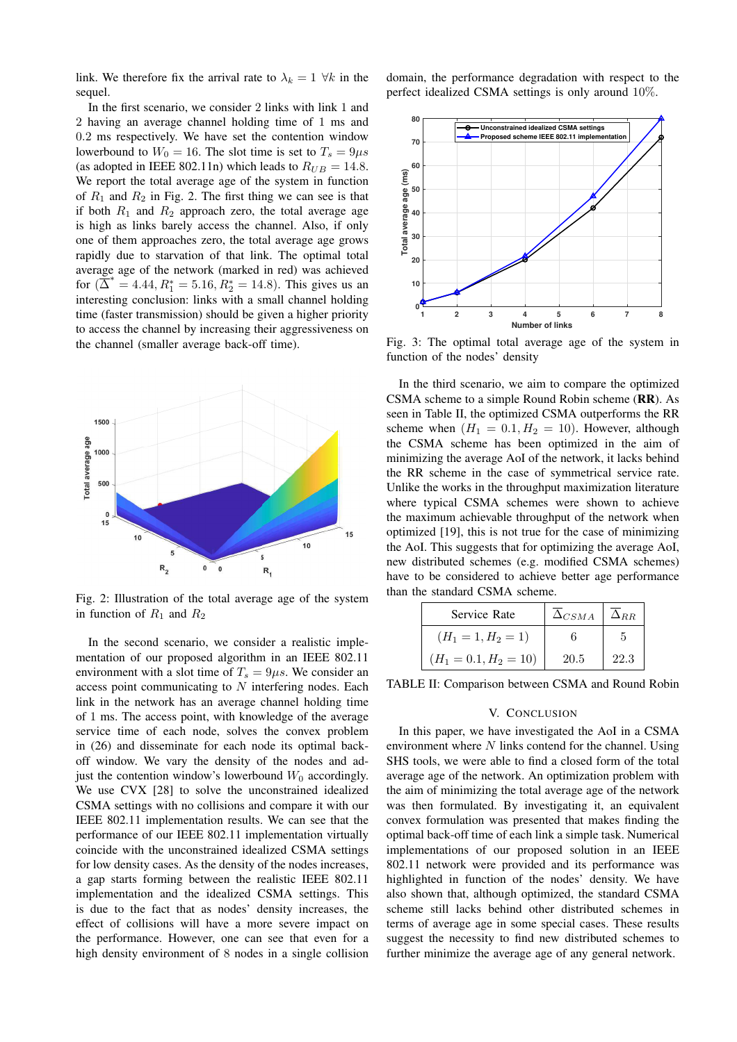link. We therefore fix the arrival rate to $\lambda_k = 1 \ \forall k$ in the sequel.

In the first scenario, we consider 2 links with link 1 and 2 having an average channel holding time of 1 ms and 0.2 ms respectively. We have set the contention window lowerbound to $W_0 = 16$. The slot time is set to $T_s = 9\mu s$ (as adopted in IEEE 802.11n) which leads to $R_{UB} = 14.8$. We report the total average age of the system in function of $R_1$ and $R_2$ in Fig. 2. The first thing we can see is that if both $R_1$ and $R_2$ approach zero, the total average age is high as links barely access the channel. Also, if only one of them approaches zero, the total average age grows rapidly due to starvation of that link. The optimal total average age of the network (marked in red) was achieved for $(\overline{\Delta}^* = 4.44, R_1^* = 5.16, R_2^* = 14.8)$. This gives us an interesting conclusion: links with a small channel holding time (faster transmission) should be given a higher priority to access the channel by increasing their aggressiveness on the channel (smaller average back-off time).

Fig. 2: Illustration of the total average age of the system in function of $R_1$ and $R_2$

In the second scenario, we consider a realistic implementation of our proposed algorithm in an IEEE 802.11 environment with a slot time of $T_s = 9\mu s$. We consider an access point communicating to $N$ interfering nodes. Each link in the network has an average channel holding time of 1 ms. The access point, with knowledge of the average service time of each node, solves the convex problem in (26) and disseminate for each node its optimal back-off window. We vary the density of the nodes and adjust the contention window's lowerbound $W_0$ accordingly. We use CVX [28] to solve the unconstrained idealized CSMA settings with no collisions and compare it with our IEEE 802.11 implementation results. We can see that the performance of our IEEE 802.11 implementation virtually coincide with the unconstrained idealized CSMA settings for low density cases. As the density of the nodes increases, a gap starts forming between the realistic IEEE 802.11 implementation and the idealized CSMA settings. This is due to the fact that as nodes' density increases, the effect of collisions will have a more severe impact on the performance. However, one can see that even for a high density environment of 8 nodes in a single collision domain, the performance degradation with respect to the perfect idealized CSMA settings is only around 10%.

Fig. 3: The optimal total average age of the system in function of the nodes' density

In the third scenario, we aim to compare the optimized CSMA scheme to a simple Round Robin scheme (**RR**). As seen in Table II, the optimized CSMA outperforms the RR scheme when $(H_1 = 0.1, H_2 = 10)$. However, although the CSMA scheme has been optimized in the aim of minimizing the average AoI of the network, it lacks behind the RR scheme in the case of symmetrical service rate. Unlike the works in the throughput maximization literature where typical CSMA schemes were shown to achieve the maximum achievable throughput of the network when optimized [19], this is not true for the case of minimizing the AoI. This suggests that for optimizing the average AoI, new distributed schemes (e.g. modified CSMA schemes) have to be considered to achieve better age performance than the standard CSMA scheme.

| Service Rate | $\overline{\Delta}_{CSMA}$ | $\overline{\Delta}_{RR}$ |
|---|---|---|
| $(H_1 = 1, H_2 = 1)$ | 6 | 5 |
| $(H_1 = 0.1, H_2 = 10)$ | 20.5 | 22.3 |

TABLE II: Comparison between CSMA and Round Robin

## V. Conclusion

In this paper, we have investigated the AoI in a CSMA environment where $N$ links contend for the channel. Using SHS tools, we were able to find a closed form of the total average age of the network. An optimization problem with the aim of minimizing the total average age of the network was then formulated. By investigating it, an equivalent convex formulation was presented that makes finding the optimal back-off time of each link a simple task. Numerical implementations of our proposed solution in an IEEE 802.11 network were provided and its performance was highlighted in function of the nodes' density. We have also shown that, although optimized, the standard CSMA scheme still lacks behind other distributed schemes in terms of average age in some special cases. These results suggest the necessity to find new distributed schemes to further minimize the average age of any general network.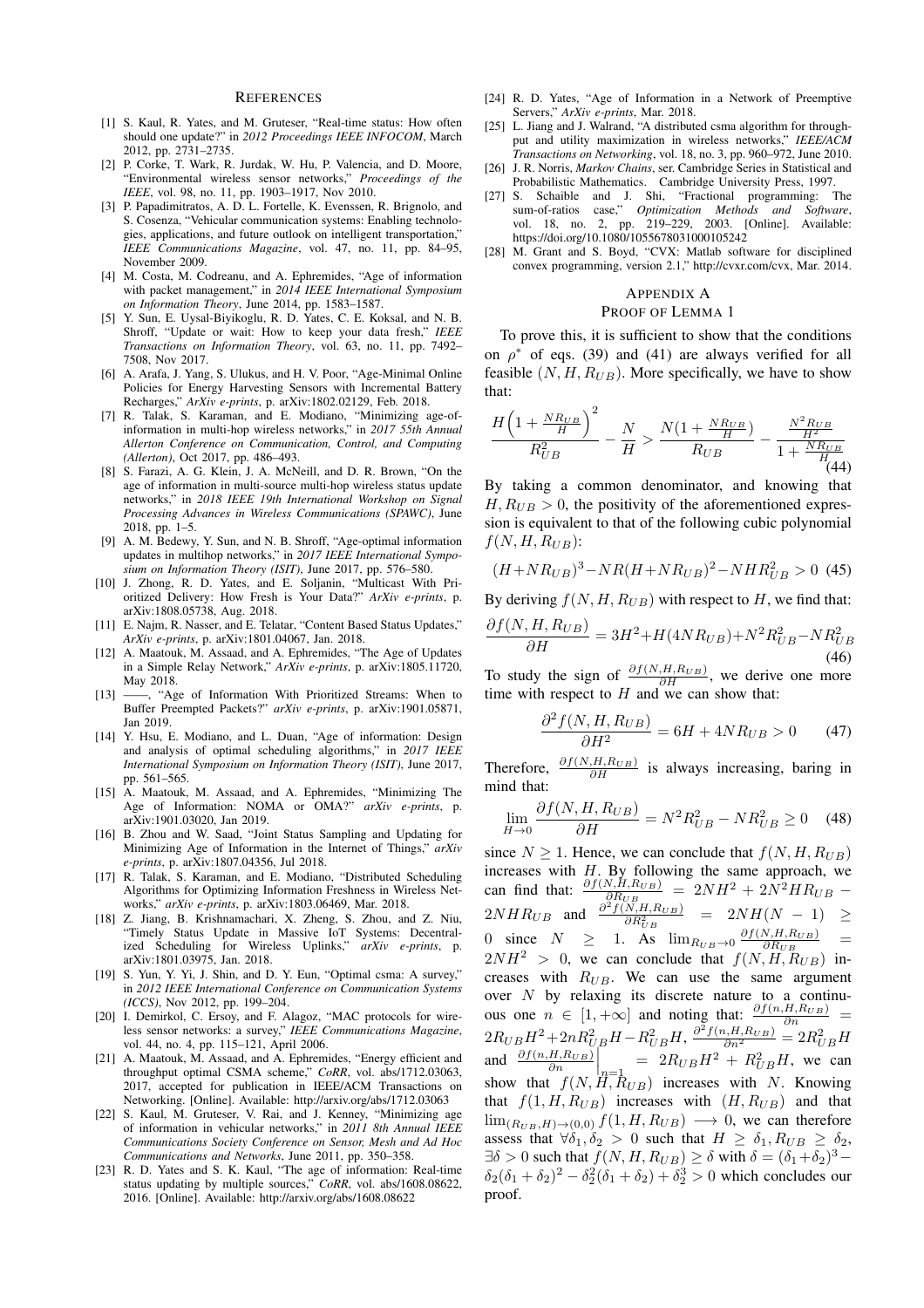## References

[1] S. Kaul, R. Yates, and M. Gruteser, "Real-time status: How often should one update?" in *2012 Proceedings IEEE INFOCOM*, March 2012, pp. 2731–2735.

[2] P. Corke, T. Wark, R. Jurdak, W. Hu, P. Valencia, and D. Moore, "Environmental wireless sensor networks," *Proceedings of the IEEE*, vol. 98, no. 11, pp. 1903–1917, Nov 2010.

[3] P. Papadimitratos, A. D. L. Fortelle, K. Evenssen, R. Brignolo, and S. Cosenza, "Vehicular communication systems: Enabling technologies, applications, and future outlook on intelligent transportation," *IEEE Communications Magazine*, vol. 47, no. 11, pp. 84–95, November 2009.

[4] M. Costa, M. Codreanu, and A. Ephremides, "Age of information with packet management," in *2014 IEEE International Symposium on Information Theory*, June 2014, pp. 1583–1587.

[5] Y. Sun, E. Uysal-Biyikoglu, R. D. Yates, C. E. Koksal, and N. B. Shroff, "Update or wait: How to keep your data fresh," *IEEE Transactions on Information Theory*, vol. 63, no. 11, pp. 7492–7508, Nov 2017.

[6] A. Arafa, J. Yang, S. Ulukus, and H. V. Poor, "Age-Minimal Online Policies for Energy Harvesting Sensors with Incremental Battery Recharges," *ArXiv e-prints*, p. arXiv:1802.02129, Feb. 2018.

[7] R. Talak, S. Karaman, and E. Modiano, "Minimizing age-of-information in multi-hop wireless networks," in *2017 55th Annual Allerton Conference on Communication, Control, and Computing (Allerton)*, Oct 2017, pp. 486–493.

[8] S. Farazi, A. G. Klein, J. A. McNeill, and D. R. Brown, "On the age of information in multi-source multi-hop wireless status update networks," in *2018 IEEE 19th International Workshop on Signal Processing Advances in Wireless Communications (SPAWC)*, June 2018, pp. 1–5.

[9] A. M. Bedewy, Y. Sun, and N. B. Shroff, "Age-optimal information updates in multihop networks," in *2017 IEEE International Symposium on Information Theory (ISIT)*, June 2017, pp. 576–580.

[10] J. Zhong, R. D. Yates, and E. Soljanin, "Multicast With Prioritized Delivery: How Fresh is Your Data?" *ArXiv e-prints*, p. arXiv:1808.05738, Aug. 2018.

[11] E. Najm, R. Nasser, and E. Telatar, "Content Based Status Updates," *ArXiv e-prints*, p. arXiv:1801.04067, Jan. 2018.

[12] A. Maatouk, M. Assaad, and A. Ephremides, "The Age of Updates in a Simple Relay Network," *ArXiv e-prints*, p. arXiv:1805.11720, May 2018.

[13] ——, "Age of Information With Prioritized Streams: When to Buffer Preempted Packets?" *arXiv e-prints*, p. arXiv:1901.05871, Jan 2019.

[14] Y. Hsu, E. Modiano, and L. Duan, "Age of information: Design and analysis of optimal scheduling algorithms," in *2017 IEEE International Symposium on Information Theory (ISIT)*, June 2017, pp. 561–565.

[15] A. Maatouk, M. Assaad, and A. Ephremides, "Minimizing The Age of Information: NOMA or OMA?" *arXiv e-prints*, p. arXiv:1901.03020, Jan 2019.

[16] B. Zhou and W. Saad, "Joint Status Sampling and Updating for Minimizing Age of Information in the Internet of Things," *arXiv e-prints*, p. arXiv:1807.04356, Jul 2018.

[17] R. Talak, S. Karaman, and E. Modiano, "Distributed Scheduling Algorithms for Optimizing Information Freshness in Wireless Networks," *arXiv e-prints*, p. arXiv:1803.06469, Mar. 2018.

[18] Z. Jiang, B. Krishnamachari, X. Zheng, S. Zhou, and Z. Niu, "Timely Status Update in Massive IoT Systems: Decentralized Scheduling for Wireless Uplinks," *arXiv e-prints*, p. arXiv:1801.03975, Jan. 2018.

[19] S. Yun, Y. Yi, J. Shin, and D. Y. Eun, "Optimal csma: A survey," in *2012 IEEE International Conference on Communication Systems (ICCS)*, Nov 2012, pp. 199–204.

[20] I. Demirkol, C. Ersoy, and F. Alagoz, "MAC protocols for wireless sensor networks: a survey," *IEEE Communications Magazine*, vol. 44, no. 4, pp. 115–121, April 2006.

[21] A. Maatouk, M. Assaad, and A. Ephremides, "Energy efficient and throughput optimal CSMA scheme," *CoRR*, vol. abs/1712.03063, 2017, accepted for publication in IEEE/ACM Transactions on Networking. [Online]. Available: http://arxiv.org/abs/1712.03063

[22] S. Kaul, M. Gruteser, V. Rai, and J. Kenney, "Minimizing age of information in vehicular networks," in *2011 8th Annual IEEE Communications Society Conference on Sensor, Mesh and Ad Hoc Communications and Networks*, June 2011, pp. 350–358.

[23] R. D. Yates and S. K. Kaul, "The age of information: Real-time status updating by multiple sources," *CoRR*, vol. abs/1608.08622, 2016. [Online]. Available: http://arxiv.org/abs/1608.08622

[24] R. D. Yates, "Age of Information in a Network of Preemptive Servers," *ArXiv e-prints*, Mar. 2018.

[25] L. Jiang and J. Walrand, "A distributed csma algorithm for throughput and utility maximization in wireless networks," *IEEE/ACM Transactions on Networking*, vol. 18, no. 3, pp. 960–972, June 2010.

[26] J. R. Norris, *Markov Chains*, ser. Cambridge Series in Statistical and Probabilistic Mathematics. Cambridge University Press, 1997.

[27] S. Schaible and J. Shi, "Fractional programming: The sum-of-ratios case," *Optimization Methods and Software*, vol. 18, no. 2, pp. 219–229, 2003. [Online]. Available: https://doi.org/10.1080/1055678031000105242

[28] M. Grant and S. Boyd, "CVX: Matlab software for disciplined convex programming, version 2.1," http://cvxr.com/cvx, Mar. 2014.

## Appendix A
## Proof of Lemma 1

To prove this, it is sufficient to show that the conditions on $\rho^*$ of eqs. (39) and (41) are always verified for all feasible $(N, H, R_{UB})$. More specifically, we have to show that:

$$\frac{H\Big(1+\frac{NR_{UB}}{H}\Big)^2}{R_{UB}^2} - \frac{N}{H} > \frac{N(1+\frac{NR_{UB}}{H})}{R_{UB}} - \frac{\frac{N^2R_{UB}}{H^2}}{1+\frac{NR_{UB}}{H}} \tag{44}$$

By taking a common denominator, and knowing that $H, R_{UB} > 0$, the positivity of the aforementioned expression is equivalent to that of the following cubic polynomial $f(N, H, R_{UB})$:

$$(H+NR_{UB})^3 - NR(H+NR_{UB})^2 - NHR_{UB}^2 > 0 \tag{45}$$

By deriving $f(N, H, R_{UB})$ with respect to $H$, we find that:

$$\frac{\partial f(N,H,R_{UB})}{\partial H} = 3H^2 + H(4NR_{UB}) + N^2R_{UB}^2 - NR_{UB}^2 \tag{46}$$

To study the sign of $\frac{\partial f(N,H,R_{UB})}{\partial H}$, we derive one more time with respect to $H$ and we can show that:

$$\frac{\partial^2 f(N,H,R_{UB})}{\partial H^2} = 6H + 4NR_{UB} > 0 \tag{47}$$

Therefore, $\frac{\partial f(N,H,R_{UB})}{\partial H}$ is always increasing, baring in mind that:

$$\lim_{H\to 0} \frac{\partial f(N,H,R_{UB})}{\partial H} = N^2R_{UB}^2 - NR_{UB}^2 \geq 0 \tag{48}$$

since $N \geq 1$. Hence, we can conclude that $f(N, H, R_{UB})$ increases with $H$. By following the same approach, we can find that: $\frac{\partial f(N,H,R_{UB})}{\partial R_{UB}} = 2NH^2 + 2N^2HR_{UB} - 2NHR_{UB}$ and $\frac{\partial^2 f(N,H,R_{UB})}{\partial R_{UB}^2} = 2NH(N-1) \geq 0$ since $N \geq 1$. As $\lim_{R_{UB}\to 0} \frac{\partial f(N,H,R_{UB})}{\partial R_{UB}} = 2NH^2 > 0$, we can conclude that $f(N, H, R_{UB})$ increases with $R_{UB}$. We can use the same argument over $N$ by relaxing its discrete nature to a continuous one $n \in [1, +\infty]$ and noting that: $\frac{\partial f(n,H,R_{UB})}{\partial n} = 2R_{UB}H^2 + 2nR_{UB}^2H - R_{UB}^2H$, $\frac{\partial^2 f(n,H,R_{UB})}{\partial n^2} = 2R_{UB}^2H$ and $\frac{\partial f(n,H,R_{UB})}{\partial n}\Big|_{n=1} = 2R_{UB}H^2 + R_{UB}^2H$, we can show that $f(N, H, R_{UB})$ increases with $N$. Knowing that $f(1, H, R_{UB})$ increases with $(H, R_{UB})$ and that $\lim_{(R_{UB},H)\to(0,0)} f(1, H, R_{UB}) \longrightarrow 0$, we can therefore assess that $\forall \delta_1, \delta_2 > 0$ such that $H \geq \delta_1, R_{UB} \geq \delta_2$, $\exists \delta > 0$ such that $f(N, H, R_{UB}) \geq \delta$ with $\delta = (\delta_1+\delta_2)^3 - \delta_2(\delta_1+\delta_2)^2 - \delta_2^2(\delta_1+\delta_2) + \delta_2^3 > 0$ which concludes our proof.